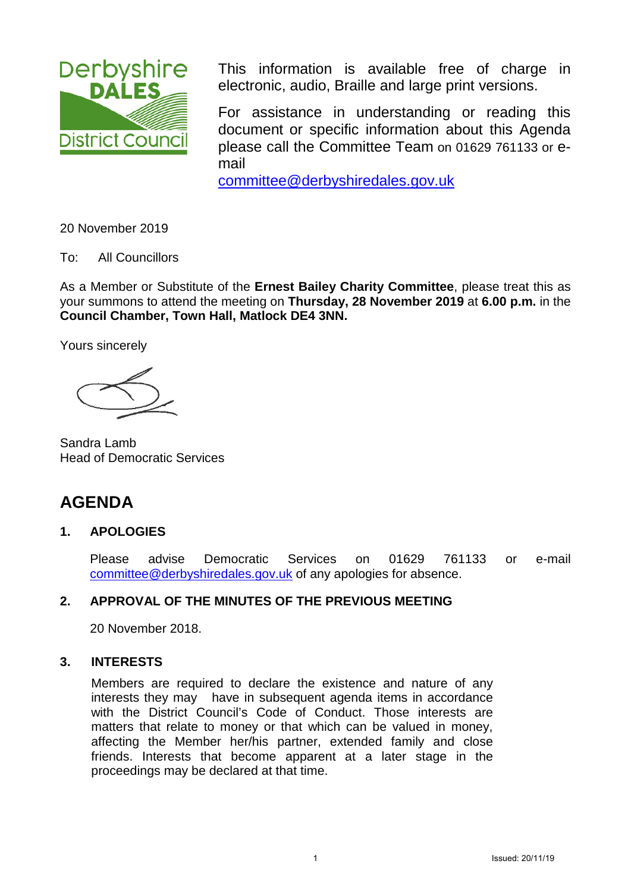This information is available free of charge in electronic, audio, Braille and large print versions.

For assistance in understanding or reading this document or specific information about this Agenda please call the Committee Team on 01629 761133 or e-mail
committee@derbyshiredales.gov.uk

20 November 2019

To: All Councillors

As a Member or Substitute of the **Ernest Bailey Charity Committee**, please treat this as your summons to attend the meeting on **Thursday, 28 November 2019** at **6.00 p.m.** in the **Council Chamber, Town Hall, Matlock DE4 3NN.**

Yours sincerely

Sandra Lamb
Head of Democratic Services

# AGENDA

## 1. APOLOGIES

Please advise Democratic Services on 01629 761133 or e-mail committee@derbyshiredales.gov.uk of any apologies for absence.

## 2. APPROVAL OF THE MINUTES OF THE PREVIOUS MEETING

20 November 2018.

## 3. INTERESTS

Members are required to declare the existence and nature of any interests they may have in subsequent agenda items in accordance with the District Council's Code of Conduct. Those interests are matters that relate to money or that which can be valued in money, affecting the Member her/his partner, extended family and close friends. Interests that become apparent at a later stage in the proceedings may be declared at that time.

Issued: 20/11/19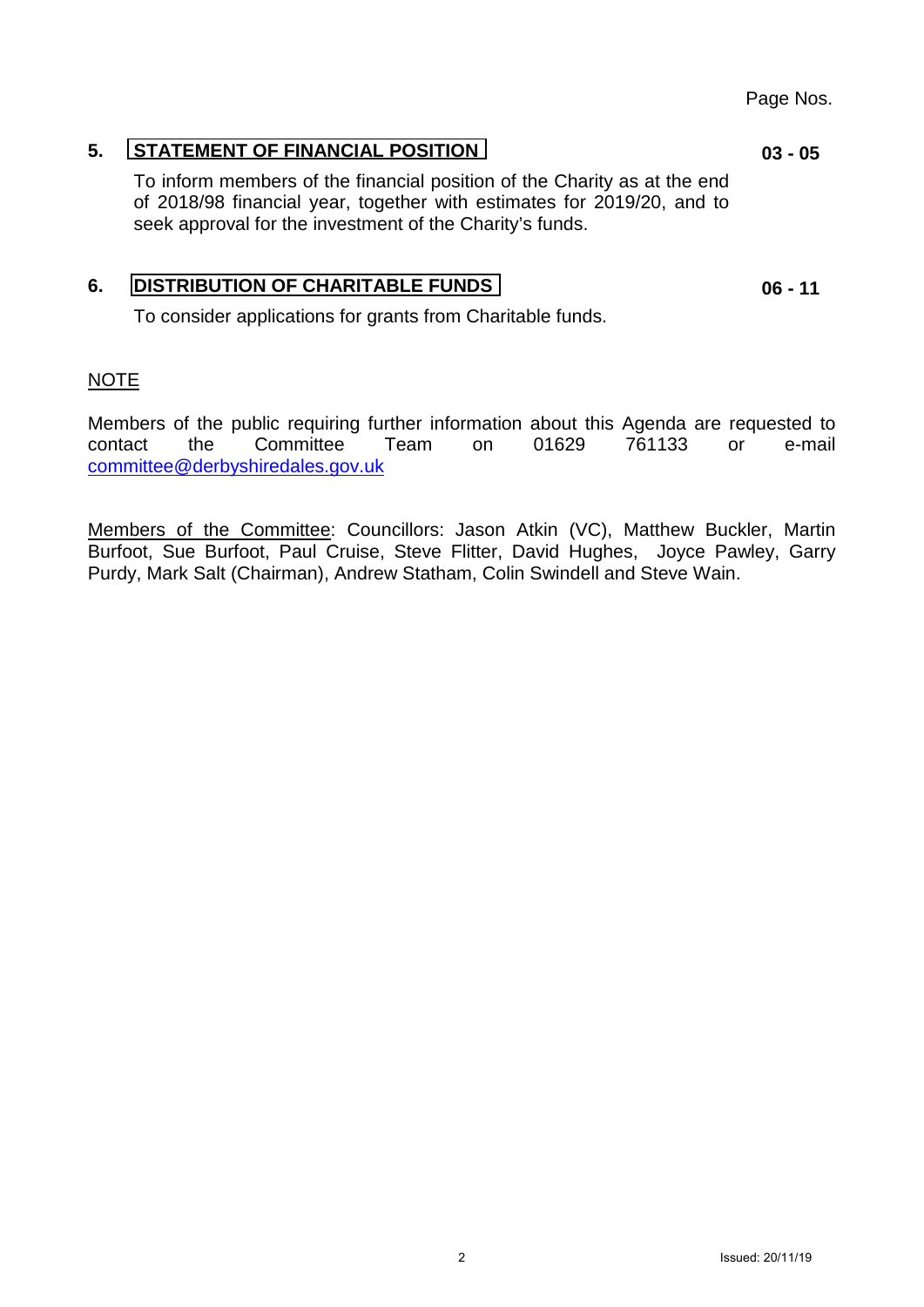Page Nos.

**5. STATEMENT OF FINANCIAL POSITION** **03 - 05**

To inform members of the financial position of the Charity as at the end of 2018/98 financial year, together with estimates for 2019/20, and to seek approval for the investment of the Charity's funds.

**6. DISTRIBUTION OF CHARITABLE FUNDS** **06 - 11**

To consider applications for grants from Charitable funds.

NOTE

Members of the public requiring further information about this Agenda are requested to contact the Committee Team on 01629 761133 or e-mail committee@derbyshiredales.gov.uk

Members of the Committee: Councillors: Jason Atkin (VC), Matthew Buckler, Martin Burfoot, Sue Burfoot, Paul Cruise, Steve Flitter, David Hughes, Joyce Pawley, Garry Purdy, Mark Salt (Chairman), Andrew Statham, Colin Swindell and Steve Wain.

Issued: 20/11/19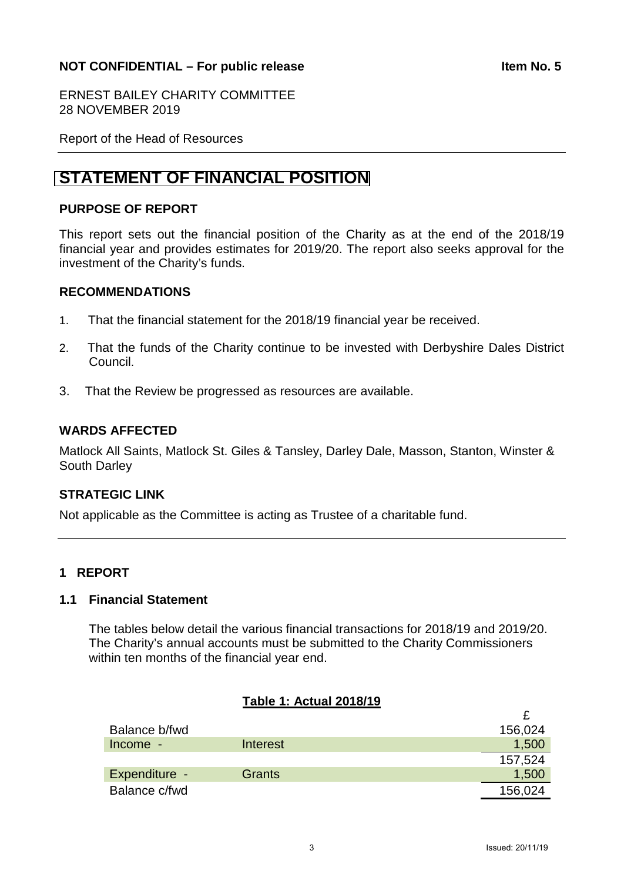**NOT CONFIDENTIAL – For public release** **Item No. 5**

ERNEST BAILEY CHARITY COMMITTEE
28 NOVEMBER 2019

Report of the Head of Resources

# STATEMENT OF FINANCIAL POSITION

## PURPOSE OF REPORT

This report sets out the financial position of the Charity as at the end of the 2018/19 financial year and provides estimates for 2019/20. The report also seeks approval for the investment of the Charity's funds.

## RECOMMENDATIONS

1. That the financial statement for the 2018/19 financial year be received.
2. That the funds of the Charity continue to be invested with Derbyshire Dales District Council.
3. That the Review be progressed as resources are available.

## WARDS AFFECTED

Matlock All Saints, Matlock St. Giles & Tansley, Darley Dale, Masson, Stanton, Winster & South Darley

## STRATEGIC LINK

Not applicable as the Committee is acting as Trustee of a charitable fund.

## 1 REPORT

### 1.1 Financial Statement

The tables below detail the various financial transactions for 2018/19 and 2019/20. The Charity's annual accounts must be submitted to the Charity Commissioners within ten months of the financial year end.

**Table 1: Actual 2018/19**

| | | £ |
|---|---|---|
| Balance b/fwd | | 156,024 |
| Income - | Interest | 1,500 |
| | | 157,524 |
| Expenditure - | Grants | 1,500 |
| Balance c/fwd | | 156,024 |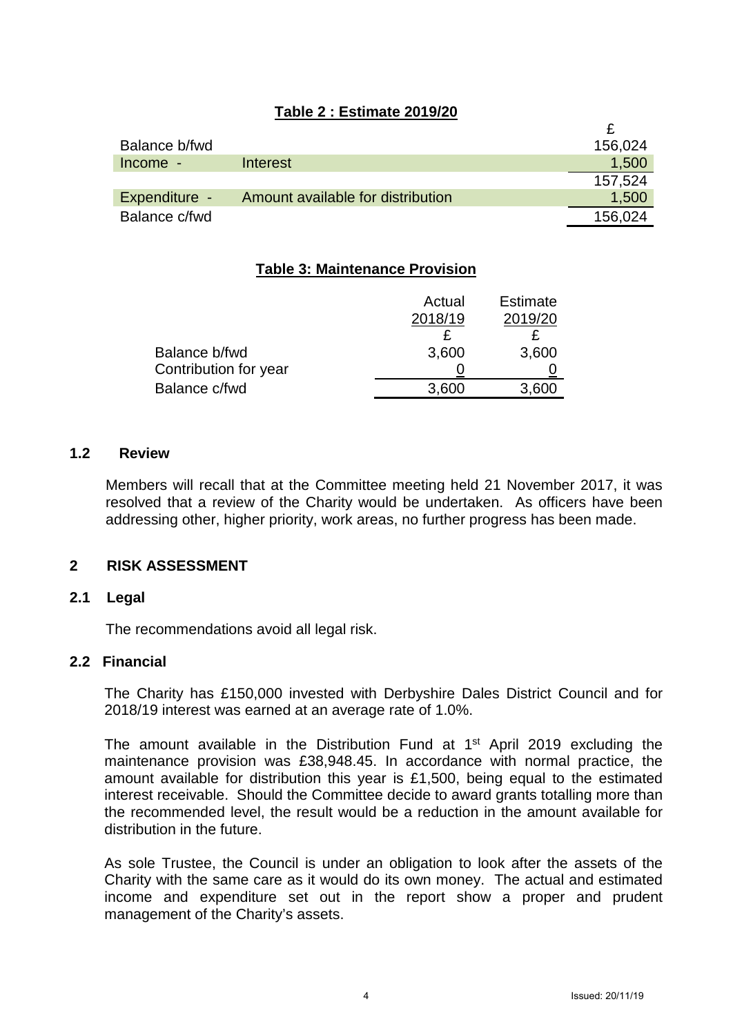**Table 2 : Estimate 2019/20**

| | | £ |
|---|---|---|
| Balance b/fwd | | 156,024 |
| Income - | Interest | 1,500 |
| | | 157,524 |
| Expenditure - | Amount available for distribution | 1,500 |
| Balance c/fwd | | 156,024 |

**Table 3: Maintenance Provision**

| | Actual 2018/19 | Estimate 2019/20 |
|---|---|---|
| | £ | £ |
| Balance b/fwd | 3,600 | 3,600 |
| Contribution for year | 0 | 0 |
| Balance c/fwd | 3,600 | 3,600 |

### 1.2 Review

Members will recall that at the Committee meeting held 21 November 2017, it was resolved that a review of the Charity would be undertaken. As officers have been addressing other, higher priority, work areas, no further progress has been made.

## 2 RISK ASSESSMENT

### 2.1 Legal

The recommendations avoid all legal risk.

### 2.2 Financial

The Charity has £150,000 invested with Derbyshire Dales District Council and for 2018/19 interest was earned at an average rate of 1.0%.

The amount available in the Distribution Fund at 1st April 2019 excluding the maintenance provision was £38,948.45. In accordance with normal practice, the amount available for distribution this year is £1,500, being equal to the estimated interest receivable. Should the Committee decide to award grants totalling more than the recommended level, the result would be a reduction in the amount available for distribution in the future.

As sole Trustee, the Council is under an obligation to look after the assets of the Charity with the same care as it would do its own money. The actual and estimated income and expenditure set out in the report show a proper and prudent management of the Charity's assets.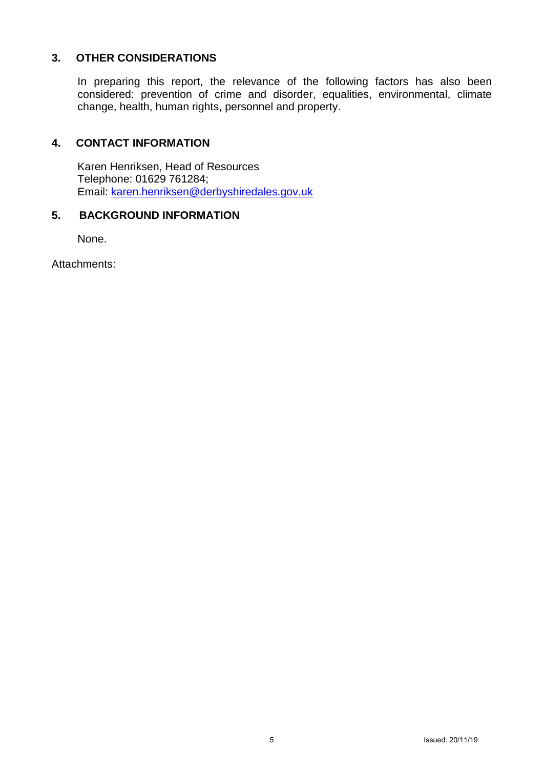## 3. OTHER CONSIDERATIONS

In preparing this report, the relevance of the following factors has also been considered: prevention of crime and disorder, equalities, environmental, climate change, health, human rights, personnel and property.

## 4. CONTACT INFORMATION

Karen Henriksen, Head of Resources
Telephone: 01629 761284;
Email: karen.henriksen@derbyshiredales.gov.uk

## 5. BACKGROUND INFORMATION

None.

Attachments: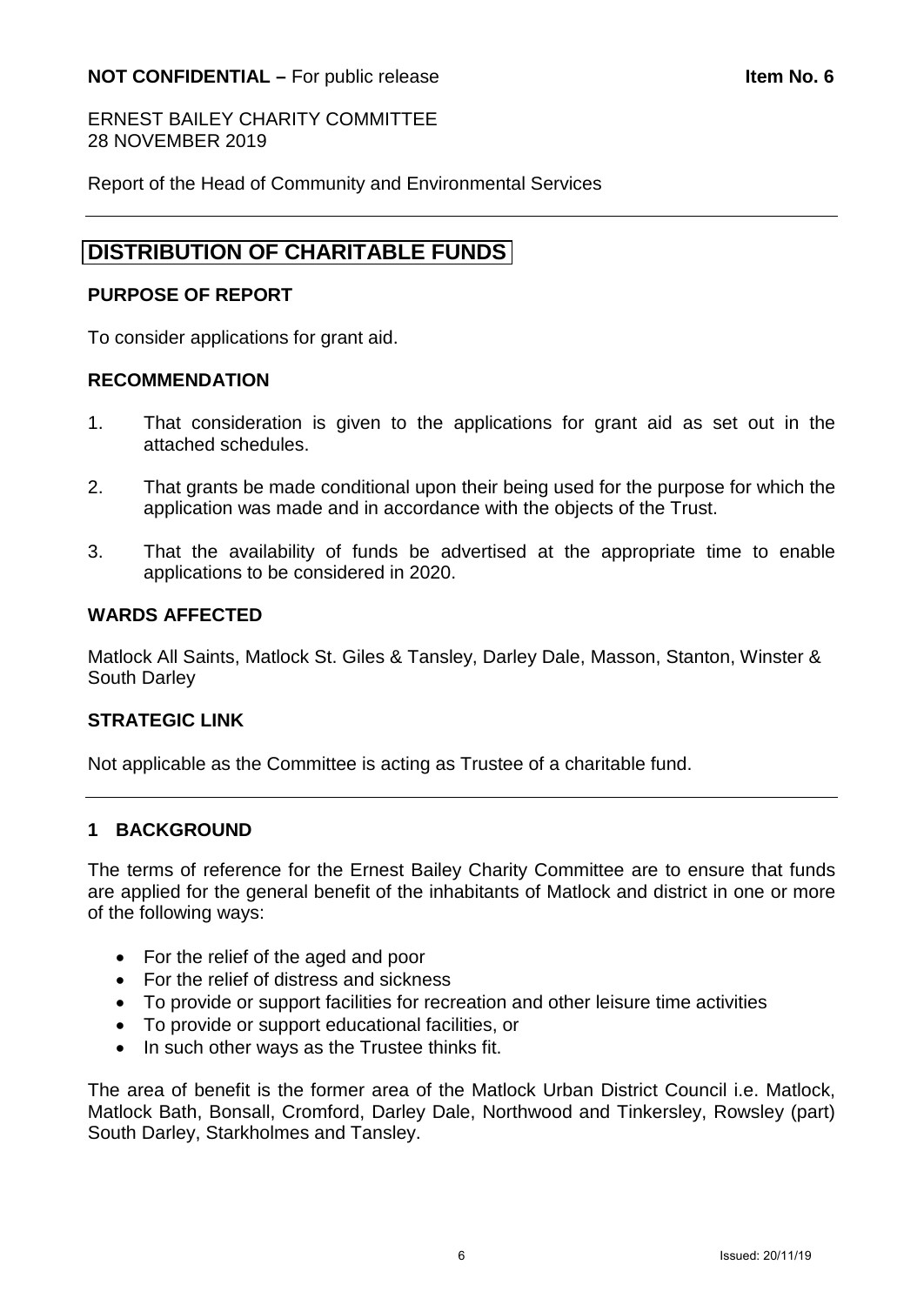**NOT CONFIDENTIAL –** For public release **Item No. 6**

ERNEST BAILEY CHARITY COMMITTEE
28 NOVEMBER 2019

Report of the Head of Community and Environmental Services

---

# DISTRIBUTION OF CHARITABLE FUNDS

### PURPOSE OF REPORT

To consider applications for grant aid.

### RECOMMENDATION

1. That consideration is given to the applications for grant aid as set out in the attached schedules.

2. That grants be made conditional upon their being used for the purpose for which the application was made and in accordance with the objects of the Trust.

3. That the availability of funds be advertised at the appropriate time to enable applications to be considered in 2020.

### WARDS AFFECTED

Matlock All Saints, Matlock St. Giles & Tansley, Darley Dale, Masson, Stanton, Winster & South Darley

### STRATEGIC LINK

Not applicable as the Committee is acting as Trustee of a charitable fund.

---

## 1 BACKGROUND

The terms of reference for the Ernest Bailey Charity Committee are to ensure that funds are applied for the general benefit of the inhabitants of Matlock and district in one or more of the following ways:

- For the relief of the aged and poor
- For the relief of distress and sickness
- To provide or support facilities for recreation and other leisure time activities
- To provide or support educational facilities, or
- In such other ways as the Trustee thinks fit.

The area of benefit is the former area of the Matlock Urban District Council i.e. Matlock, Matlock Bath, Bonsall, Cromford, Darley Dale, Northwood and Tinkersley, Rowsley (part) South Darley, Starkholmes and Tansley.

Issued: 20/11/19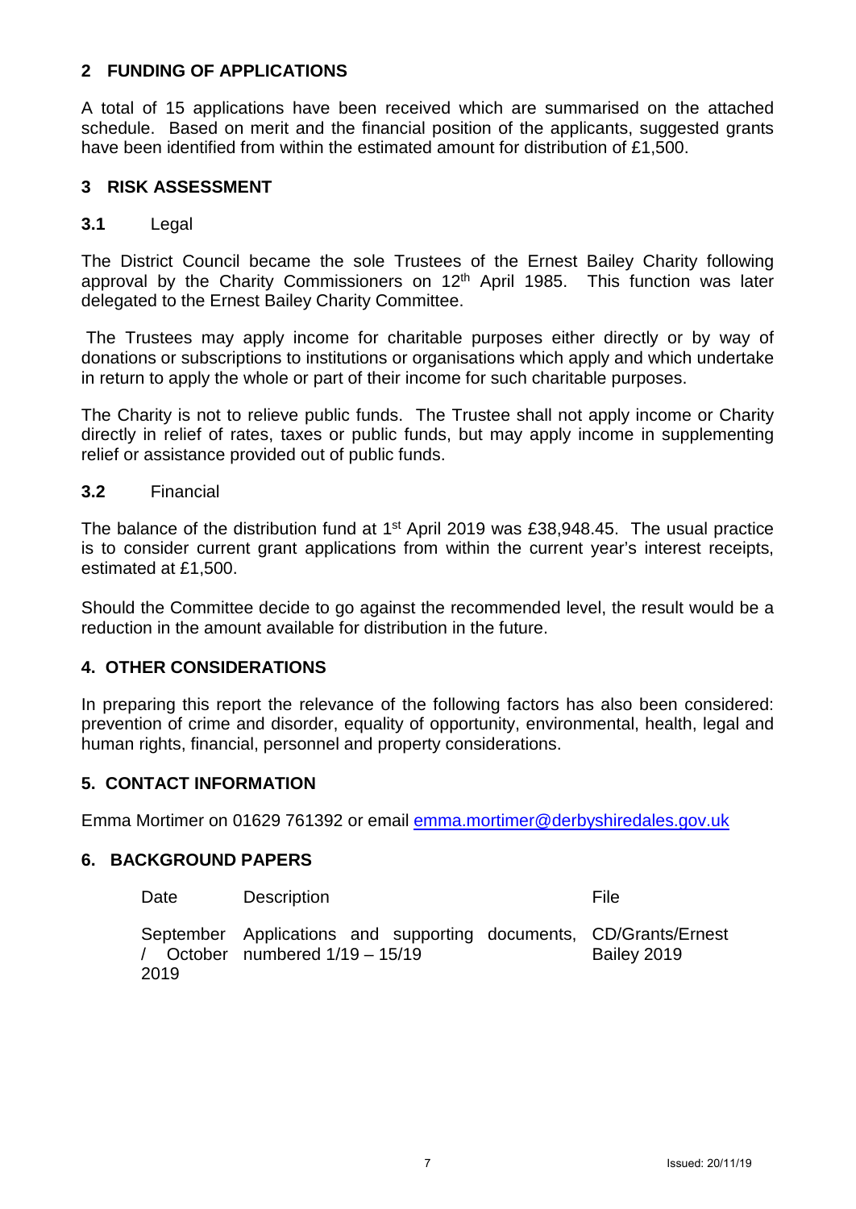## 2 FUNDING OF APPLICATIONS

A total of 15 applications have been received which are summarised on the attached schedule. Based on merit and the financial position of the applicants, suggested grants have been identified from within the estimated amount for distribution of £1,500.

## 3 RISK ASSESSMENT

### 3.1 Legal

The District Council became the sole Trustees of the Ernest Bailey Charity following approval by the Charity Commissioners on 12th April 1985. This function was later delegated to the Ernest Bailey Charity Committee.

The Trustees may apply income for charitable purposes either directly or by way of donations or subscriptions to institutions or organisations which apply and which undertake in return to apply the whole or part of their income for such charitable purposes.

The Charity is not to relieve public funds. The Trustee shall not apply income or Charity directly in relief of rates, taxes or public funds, but may apply income in supplementing relief or assistance provided out of public funds.

### 3.2 Financial

The balance of the distribution fund at 1st April 2019 was £38,948.45. The usual practice is to consider current grant applications from within the current year's interest receipts, estimated at £1,500.

Should the Committee decide to go against the recommended level, the result would be a reduction in the amount available for distribution in the future.

## 4. OTHER CONSIDERATIONS

In preparing this report the relevance of the following factors has also been considered: prevention of crime and disorder, equality of opportunity, environmental, health, legal and human rights, financial, personnel and property considerations.

## 5. CONTACT INFORMATION

Emma Mortimer on 01629 761392 or email emma.mortimer@derbyshiredales.gov.uk

## 6. BACKGROUND PAPERS

| Date | Description | File |
|---|---|---|
| September / October 2019 | Applications and supporting documents, numbered 1/19 – 15/19 | CD/Grants/Ernest Bailey 2019 |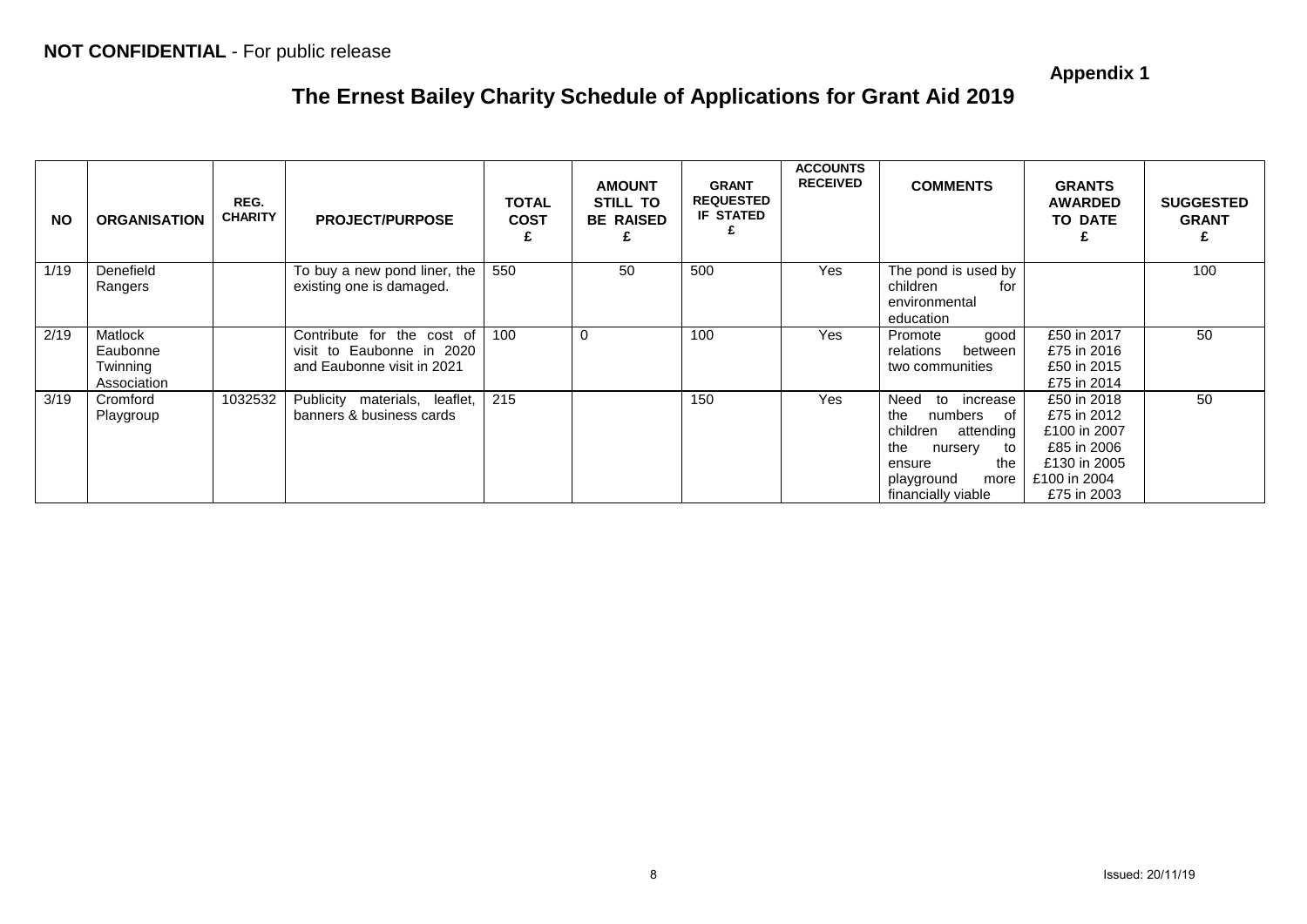**NOT CONFIDENTIAL** - For public release

**Appendix 1**

# The Ernest Bailey Charity Schedule of Applications for Grant Aid 2019

| NO | ORGANISATION | REG. CHARITY | PROJECT/PURPOSE | TOTAL COST £ | AMOUNT STILL TO BE RAISED £ | GRANT REQUESTED IF STATED £ | ACCOUNTS RECEIVED | COMMENTS | GRANTS AWARDED TO DATE £ | SUGGESTED GRANT £ |
|---|---|---|---|---|---|---|---|---|---|---|
| 1/19 | Denefield Rangers | | To buy a new pond liner, the existing one is damaged. | 550 | 50 | 500 | Yes | The pond is used by children for environmental education | | 100 |
| 2/19 | Matlock Eaubonne Twinning Association | | Contribute for the cost of visit to Eaubonne in 2020 and Eaubonne visit in 2021 | 100 | 0 | 100 | Yes | Promote good relations between two communities | £50 in 2017<br>£75 in 2016<br>£50 in 2015<br>£75 in 2014 | 50 |
| 3/19 | Cromford Playgroup | 1032532 | Publicity materials, leaflet, banners & business cards | 215 | | 150 | Yes | Need to increase the numbers of children attending the nursery to ensure the playground more financially viable | £50 in 2018<br>£75 in 2012<br>£100 in 2007<br>£85 in 2006<br>£130 in 2005<br>£100 in 2004<br>£75 in 2003 | 50 |

Issued: 20/11/19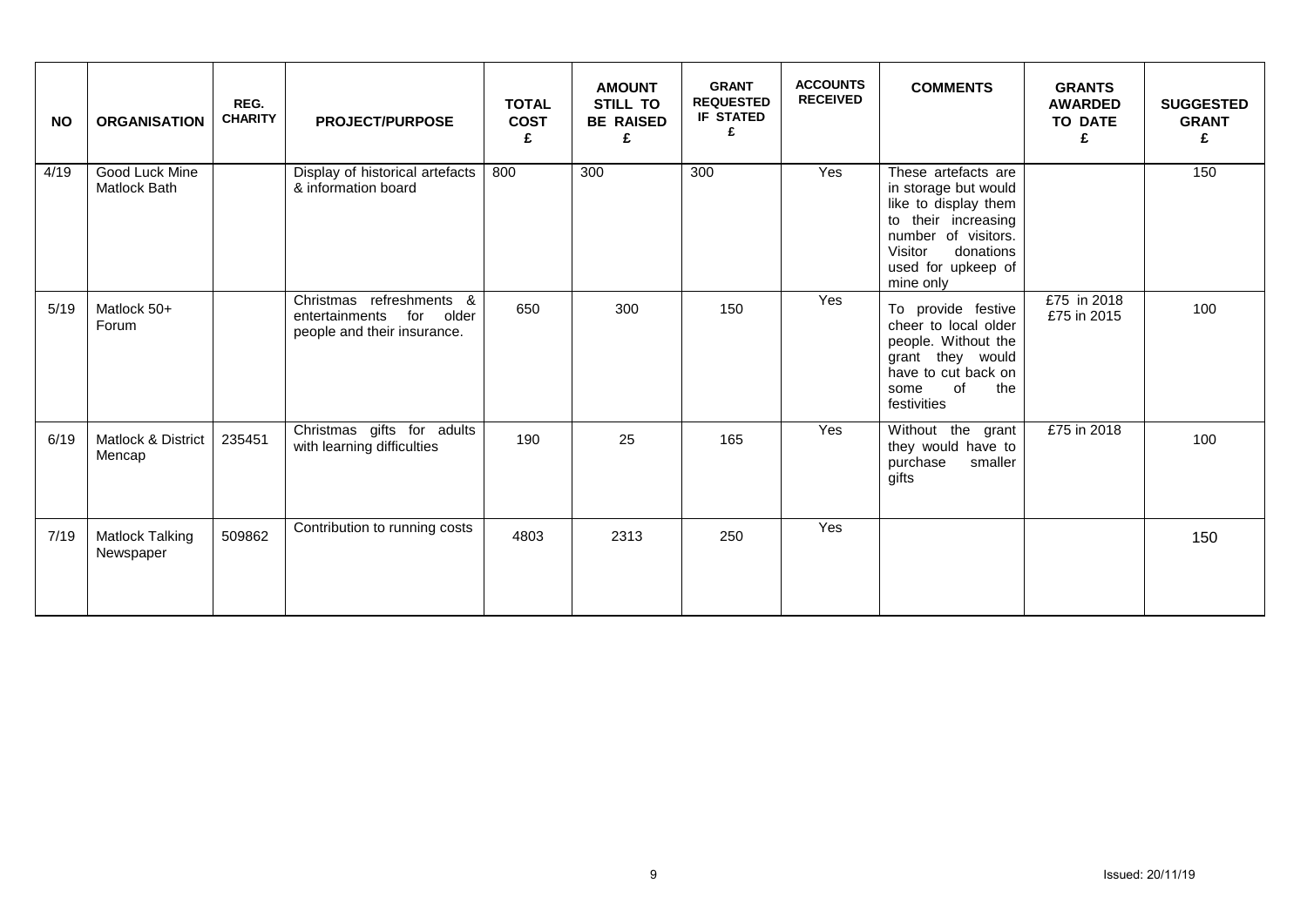| NO | ORGANISATION | REG. CHARITY | PROJECT/PURPOSE | TOTAL COST £ | AMOUNT STILL TO BE RAISED £ | GRANT REQUESTED IF STATED £ | ACCOUNTS RECEIVED | COMMENTS | GRANTS AWARDED TO DATE £ | SUGGESTED GRANT £ |
|---|---|---|---|---|---|---|---|---|---|---|
| 4/19 | Good Luck Mine Matlock Bath | | Display of historical artefacts & information board | 800 | 300 | 300 | Yes | These artefacts are in storage but would like to display them to their increasing number of visitors. Visitor donations used for upkeep of mine only | | 150 |
| 5/19 | Matlock 50+ Forum | | Christmas refreshments & entertainments for older people and their insurance. | 650 | 300 | 150 | Yes | To provide festive cheer to local older people. Without the grant they would have to cut back on some of the festivities | £75 in 2018 £75 in 2015 | 100 |
| 6/19 | Matlock & District Mencap | 235451 | Christmas gifts for adults with learning difficulties | 190 | 25 | 165 | Yes | Without the grant they would have to purchase smaller gifts | £75 in 2018 | 100 |
| 7/19 | Matlock Talking Newspaper | 509862 | Contribution to running costs | 4803 | 2313 | 250 | Yes | | | 150 |

Issued: 20/11/19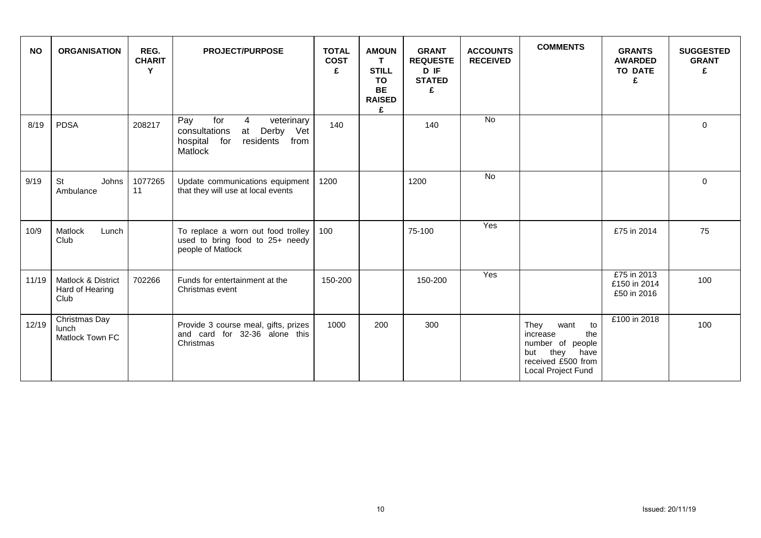| NO | ORGANISATION | REG. CHARITY | PROJECT/PURPOSE | TOTAL COST £ | AMOUNT STILL TO BE RAISED £ | GRANT REQUESTED IF STATED £ | ACCOUNTS RECEIVED | COMMENTS | GRANTS AWARDED TO DATE £ | SUGGESTED GRANT £ |
|---|---|---|---|---|---|---|---|---|---|---|
| 8/19 | PDSA | 208217 | Pay for 4 veterinary consultations at Derby Vet hospital for residents from Matlock | 140 | | 140 | No | | | 0 |
| 9/19 | St Johns Ambulance | 1077265 11 | Update communications equipment that they will use at local events | 1200 | | 1200 | No | | | 0 |
| 10/9 | Matlock Lunch Club | | To replace a worn out food trolley used to bring food to 25+ needy people of Matlock | 100 | | 75-100 | Yes | | £75 in 2014 | 75 |
| 11/19 | Matlock & District Hard of Hearing Club | 702266 | Funds for entertainment at the Christmas event | 150-200 | | 150-200 | Yes | | £75 in 2013<br>£150 in 2014<br>£50 in 2016 | 100 |
| 12/19 | Christmas Day lunch Matlock Town FC | | Provide 3 course meal, gifts, prizes and card for 32-36 alone this Christmas | 1000 | 200 | 300 | | They want to increase the number of people but they have received £500 from Local Project Fund | £100 in 2018 | 100 |

Issued: 20/11/19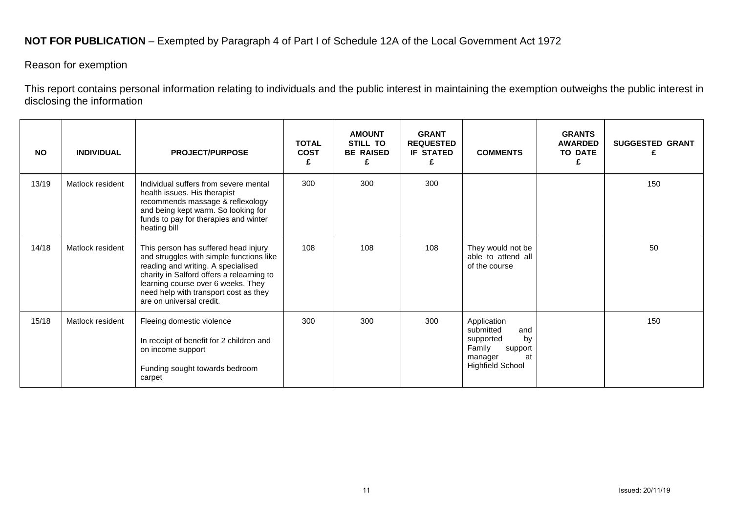**NOT FOR PUBLICATION** – Exempted by Paragraph 4 of Part I of Schedule 12A of the Local Government Act 1972

Reason for exemption

This report contains personal information relating to individuals and the public interest in maintaining the exemption outweighs the public interest in disclosing the information

| NO | INDIVIDUAL | PROJECT/PURPOSE | TOTAL COST £ | AMOUNT STILL TO BE RAISED £ | GRANT REQUESTED IF STATED £ | COMMENTS | GRANTS AWARDED TO DATE £ | SUGGESTED GRANT £ |
|---|---|---|---|---|---|---|---|---|
| 13/19 | Matlock resident | Individual suffers from severe mental health issues. His therapist recommends massage & reflexology and being kept warm. So looking for funds to pay for therapies and winter heating bill | 300 | 300 | 300 | | | 150 |
| 14/18 | Matlock resident | This person has suffered head injury and struggles with simple functions like reading and writing. A specialised charity in Salford offers a relearning to learning course over 6 weeks. They need help with transport cost as they are on universal credit. | 108 | 108 | 108 | They would not be able to attend all of the course | | 50 |
| 15/18 | Matlock resident | Fleeing domestic violence<br><br>In receipt of benefit for 2 children and on income support<br><br>Funding sought towards bedroom carpet | 300 | 300 | 300 | Application submitted and supported by Family support manager at Highfield School | | 150 |

Issued: 20/11/19